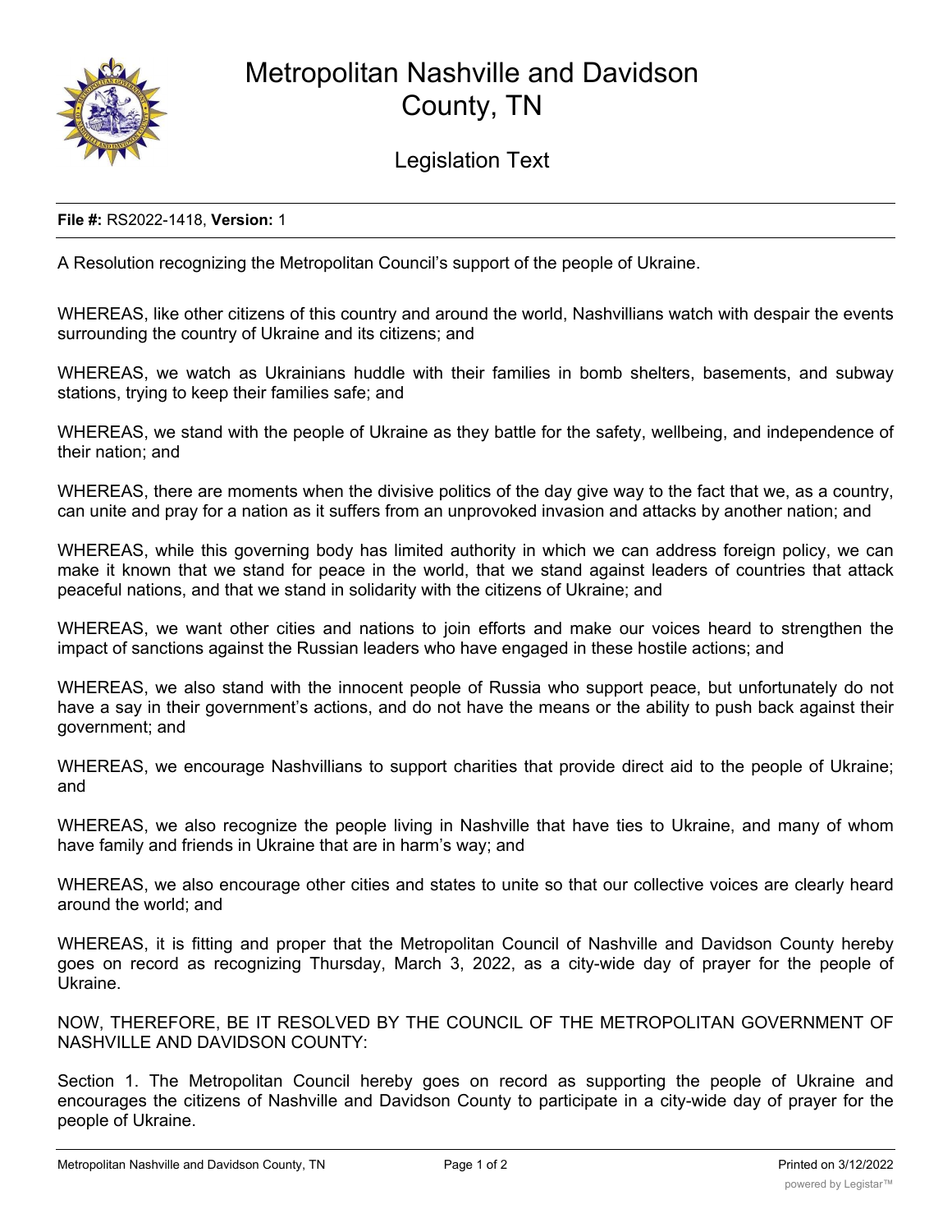# Metropolitan Nashville and Davidson County, TN

## Legislation Text

**File #:** RS2022-1418, **Version:** 1

A Resolution recognizing the Metropolitan Council's support of the people of Ukraine.

WHEREAS, like other citizens of this country and around the world, Nashvillians watch with despair the events surrounding the country of Ukraine and its citizens; and

WHEREAS, we watch as Ukrainians huddle with their families in bomb shelters, basements, and subway stations, trying to keep their families safe; and

WHEREAS, we stand with the people of Ukraine as they battle for the safety, wellbeing, and independence of their nation; and

WHEREAS, there are moments when the divisive politics of the day give way to the fact that we, as a country, can unite and pray for a nation as it suffers from an unprovoked invasion and attacks by another nation; and

WHEREAS, while this governing body has limited authority in which we can address foreign policy, we can make it known that we stand for peace in the world, that we stand against leaders of countries that attack peaceful nations, and that we stand in solidarity with the citizens of Ukraine; and

WHEREAS, we want other cities and nations to join efforts and make our voices heard to strengthen the impact of sanctions against the Russian leaders who have engaged in these hostile actions; and

WHEREAS, we also stand with the innocent people of Russia who support peace, but unfortunately do not have a say in their government's actions, and do not have the means or the ability to push back against their government; and

WHEREAS, we encourage Nashvillians to support charities that provide direct aid to the people of Ukraine; and

WHEREAS, we also recognize the people living in Nashville that have ties to Ukraine, and many of whom have family and friends in Ukraine that are in harm's way; and

WHEREAS, we also encourage other cities and states to unite so that our collective voices are clearly heard around the world; and

WHEREAS, it is fitting and proper that the Metropolitan Council of Nashville and Davidson County hereby goes on record as recognizing Thursday, March 3, 2022, as a city-wide day of prayer for the people of Ukraine.

NOW, THEREFORE, BE IT RESOLVED BY THE COUNCIL OF THE METROPOLITAN GOVERNMENT OF NASHVILLE AND DAVIDSON COUNTY:

Section 1. The Metropolitan Council hereby goes on record as supporting the people of Ukraine and encourages the citizens of Nashville and Davidson County to participate in a city-wide day of prayer for the people of Ukraine.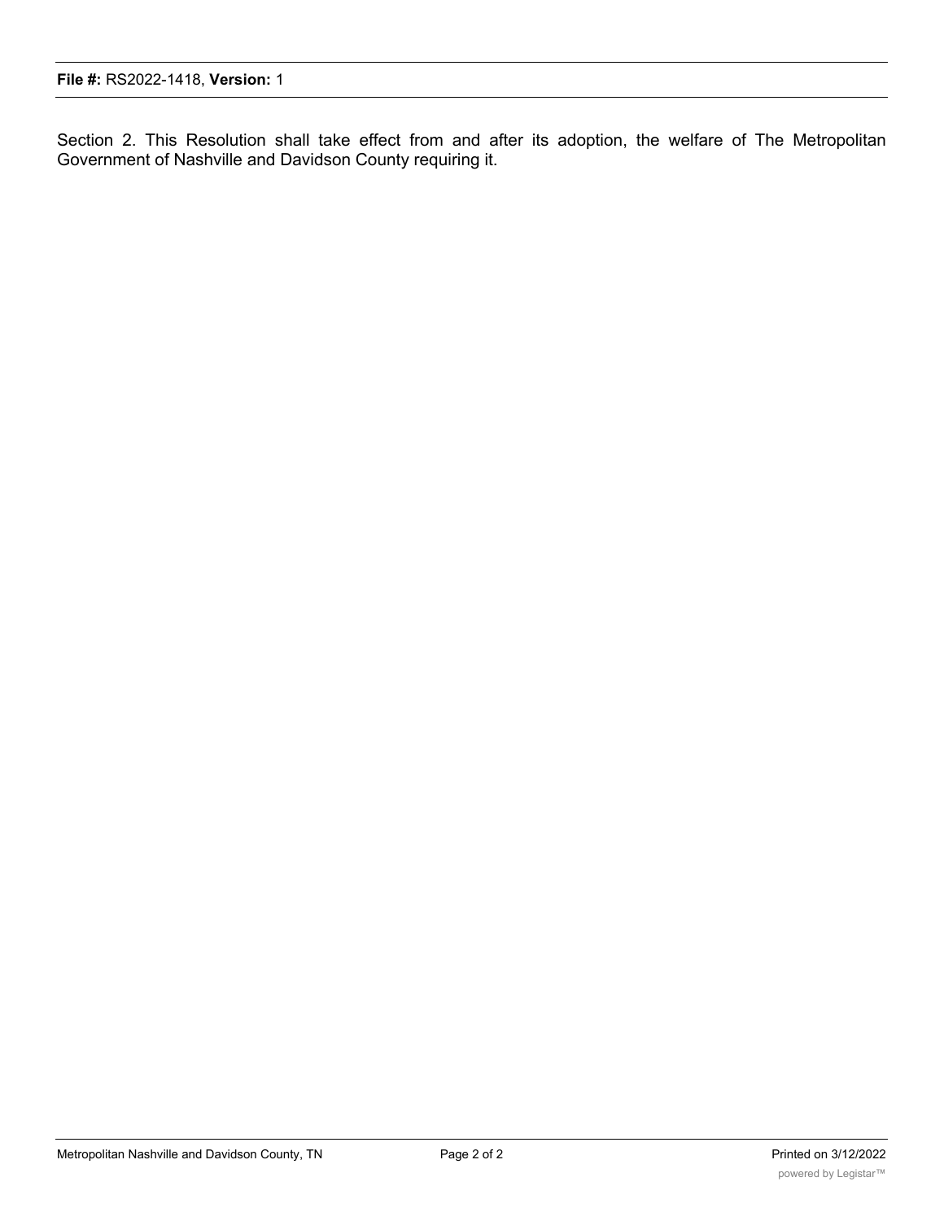Section 2. This Resolution shall take effect from and after its adoption, the welfare of The Metropolitan Government of Nashville and Davidson County requiring it.